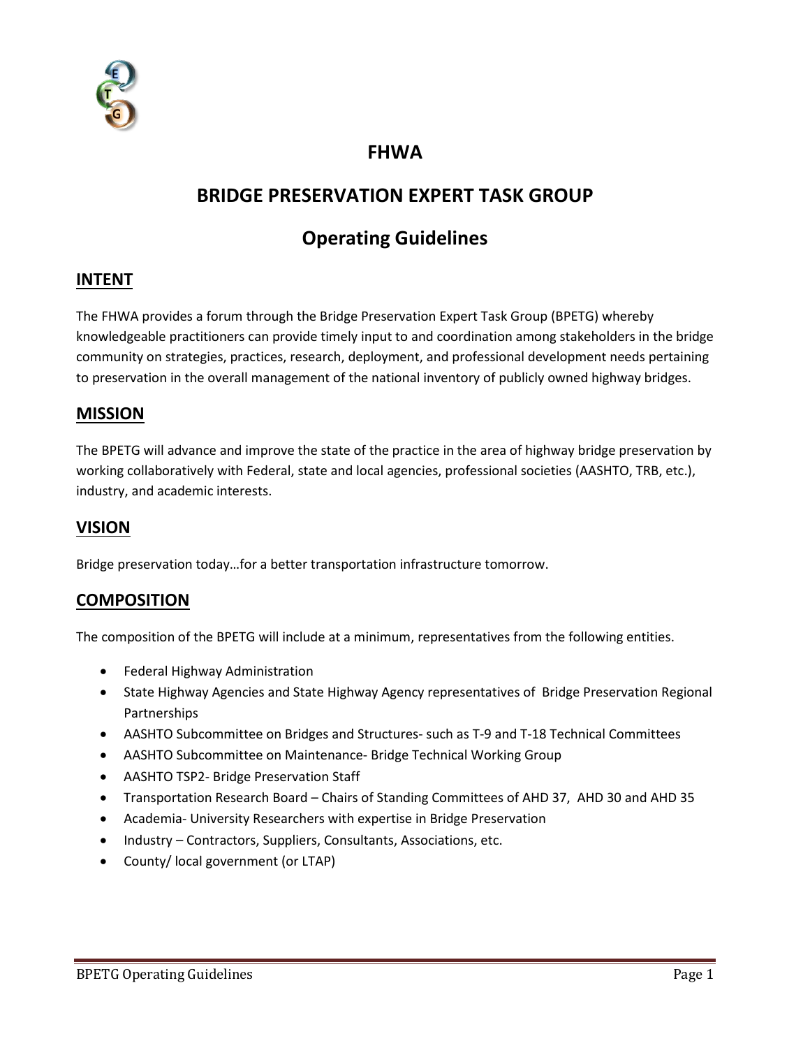# FHWA

# BRIDGE PRESERVATION EXPERT TASK GROUP

# Operating Guidelines

## INTENT

The FHWA provides a forum through the Bridge Preservation Expert Task Group (BPETG) whereby knowledgeable practitioners can provide timely input to and coordination among stakeholders in the bridge community on strategies, practices, research, deployment, and professional development needs pertaining to preservation in the overall management of the national inventory of publicly owned highway bridges.

## MISSION

The BPETG will advance and improve the state of the practice in the area of highway bridge preservation by working collaboratively with Federal, state and local agencies, professional societies (AASHTO, TRB, etc.), industry, and academic interests.

## VISION

Bridge preservation today…for a better transportation infrastructure tomorrow.

## COMPOSITION

The composition of the BPETG will include at a minimum, representatives from the following entities.

- Federal Highway Administration
- State Highway Agencies and State Highway Agency representatives of Bridge Preservation Regional Partnerships
- AASHTO Subcommittee on Bridges and Structures- such as T-9 and T-18 Technical Committees
- AASHTO Subcommittee on Maintenance- Bridge Technical Working Group
- AASHTO TSP2- Bridge Preservation Staff
- Transportation Research Board – Chairs of Standing Committees of AHD 37, AHD 30 and AHD 35
- Academia- University Researchers with expertise in Bridge Preservation
- Industry – Contractors, Suppliers, Consultants, Associations, etc.
- County/ local government (or LTAP)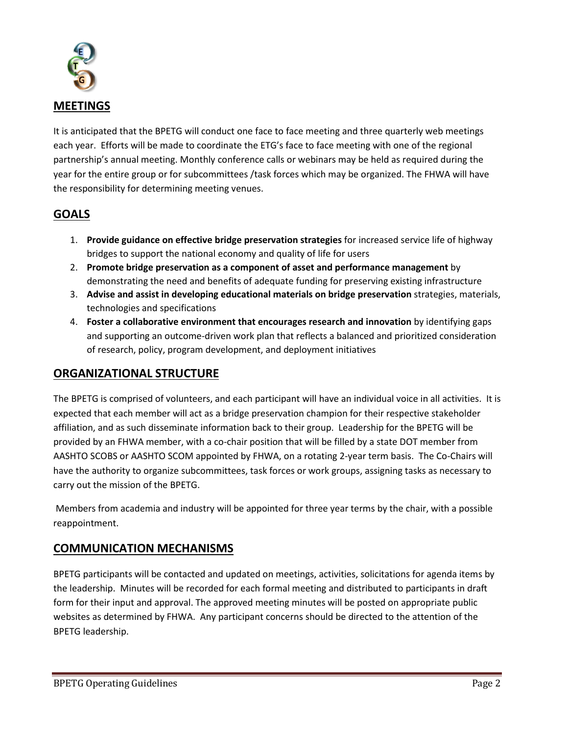## MEETINGS

It is anticipated that the BPETG will conduct one face to face meeting and three quarterly web meetings each year. Efforts will be made to coordinate the ETG's face to face meeting with one of the regional partnership's annual meeting. Monthly conference calls or webinars may be held as required during the year for the entire group or for subcommittees /task forces which may be organized. The FHWA will have the responsibility for determining meeting venues.

## GOALS

1. **Provide guidance on effective bridge preservation strategies** for increased service life of highway bridges to support the national economy and quality of life for users
2. **Promote bridge preservation as a component of asset and performance management** by demonstrating the need and benefits of adequate funding for preserving existing infrastructure
3. **Advise and assist in developing educational materials on bridge preservation** strategies, materials, technologies and specifications
4. **Foster a collaborative environment that encourages research and innovation** by identifying gaps and supporting an outcome-driven work plan that reflects a balanced and prioritized consideration of research, policy, program development, and deployment initiatives

## ORGANIZATIONAL STRUCTURE

The BPETG is comprised of volunteers, and each participant will have an individual voice in all activities. It is expected that each member will act as a bridge preservation champion for their respective stakeholder affiliation, and as such disseminate information back to their group. Leadership for the BPETG will be provided by an FHWA member, with a co-chair position that will be filled by a state DOT member from AASHTO SCOBS or AASHTO SCOM appointed by FHWA, on a rotating 2-year term basis. The Co-Chairs will have the authority to organize subcommittees, task forces or work groups, assigning tasks as necessary to carry out the mission of the BPETG.

Members from academia and industry will be appointed for three year terms by the chair, with a possible reappointment.

## COMMUNICATION MECHANISMS

BPETG participants will be contacted and updated on meetings, activities, solicitations for agenda items by the leadership. Minutes will be recorded for each formal meeting and distributed to participants in draft form for their input and approval. The approved meeting minutes will be posted on appropriate public websites as determined by FHWA. Any participant concerns should be directed to the attention of the BPETG leadership.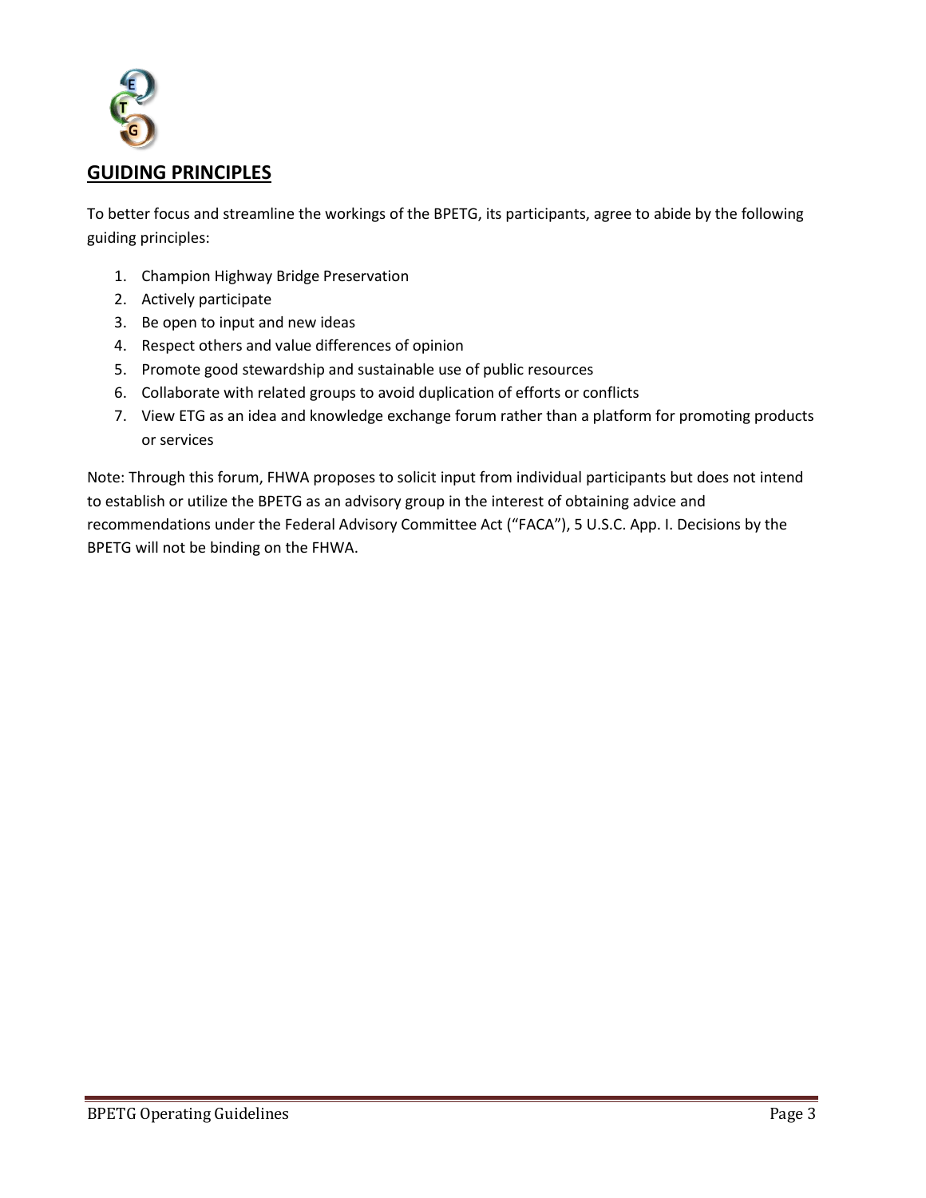## GUIDING PRINCIPLES

To better focus and streamline the workings of the BPETG, its participants, agree to abide by the following guiding principles:

1. Champion Highway Bridge Preservation
2. Actively participate
3. Be open to input and new ideas
4. Respect others and value differences of opinion
5. Promote good stewardship and sustainable use of public resources
6. Collaborate with related groups to avoid duplication of efforts or conflicts
7. View ETG as an idea and knowledge exchange forum rather than a platform for promoting products or services

Note: Through this forum, FHWA proposes to solicit input from individual participants but does not intend to establish or utilize the BPETG as an advisory group in the interest of obtaining advice and recommendations under the Federal Advisory Committee Act ("FACA"), 5 U.S.C. App. I. Decisions by the BPETG will not be binding on the FHWA.